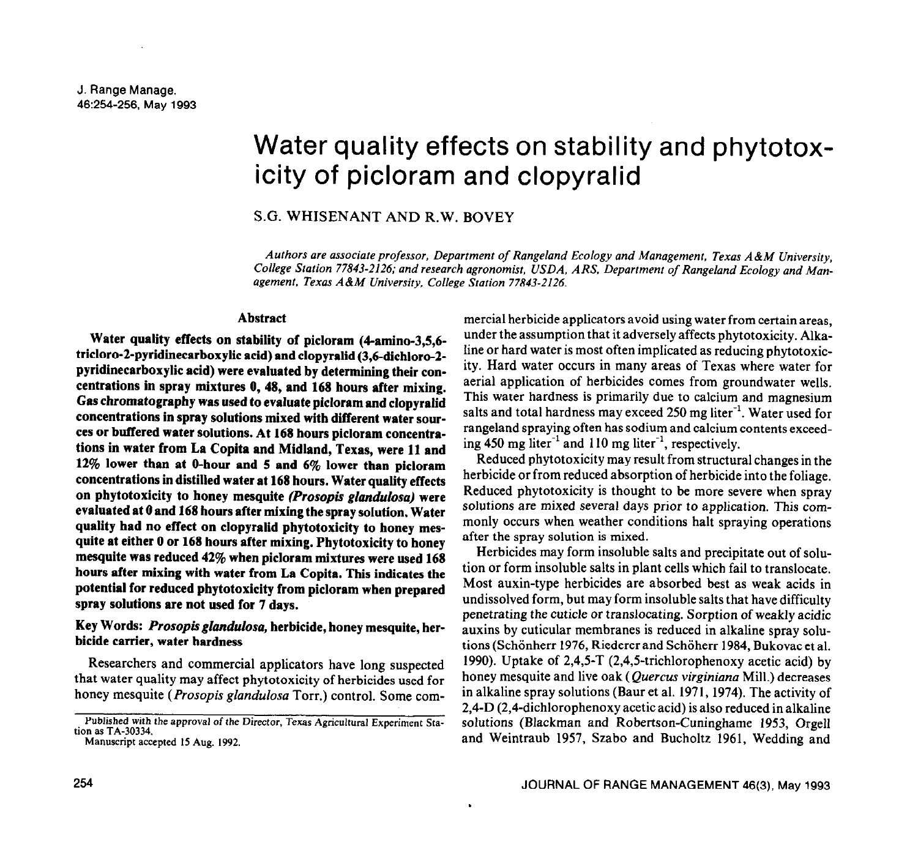# Water quality effects on stability and phytotoxicity of picloram and clopyralid

S.G. WHISENANT AND R.W. BOVEY

*Authors are associate professor, Department of Rangeland Ecology and Management, Texas A&M University, College Station 77843-2126; and research agronomist, USDA, ARS, Department of Rangeland Ecology and Management, Texas A&M University, College Station 77843-2126.*

## Abstract

**Water quality effects on stability of picloram (4-amino-3,5,6-tricloro-2-pyridinecarboxylic acid) and clopyralid (3,6-dichloro-2-pyridinecarboxylic acid) were evaluated by determining their concentrations in spray mixtures 0, 48, and 168 hours after mixing. Gas chromatography was used to evaluate picloram and clopyralid concentrations in spray solutions mixed with different water sources or buffered water solutions. At 168 hours picloram concentrations in water from La Copita and Midland, Texas, were 11 and 12% lower than at 0-hour and 5 and 6% lower than picloram concentrations in distilled water at 168 hours. Water quality effects on phytotoxicity to honey mesquite *(Prosopis glandulosa)* were evaluated at 0 and 168 hours after mixing the spray solution. Water quality had no effect on clopyralid phytotoxicity to honey mesquite at either 0 or 168 hours after mixing. Phytotoxicity to honey mesquite was reduced 42% when picloram mixtures were used 168 hours after mixing with water from La Copita. This indicates the potential for reduced phytotoxicity from picloram when prepared spray solutions are not used for 7 days.**

**Key Words: *Prosopis glandulosa*, herbicide, honey mesquite, herbicide carrier, water hardness**

Researchers and commercial applicators have long suspected that water quality may affect phytotoxicity of herbicides used for honey mesquite (*Prosopis glandulosa* Torr.) control. Some commercial herbicide applicators avoid using water from certain areas, under the assumption that it adversely affects phytotoxicity. Alkaline or hard water is most often implicated as reducing phytotoxicity. Hard water occurs in many areas of Texas where water for aerial application of herbicides comes from groundwater wells. This water hardness is primarily due to calcium and magnesium salts and total hardness may exceed 250 mg liter$^{-1}$. Water used for rangeland spraying often has sodium and calcium contents exceeding 450 mg liter$^{-1}$ and 110 mg liter$^{-1}$, respectively.

Reduced phytotoxicity may result from structural changes in the herbicide or from reduced absorption of herbicide into the foliage. Reduced phytotoxicity is thought to be more severe when spray solutions are mixed several days prior to application. This commonly occurs when weather conditions halt spraying operations after the spray solution is mixed.

Herbicides may form insoluble salts and precipitate out of solution or form insoluble salts in plant cells which fail to translocate. Most auxin-type herbicides are absorbed best as weak acids in undissolved form, but may form insoluble salts that have difficulty penetrating the cuticle or translocating. Sorption of weakly acidic auxins by cuticular membranes is reduced in alkaline spray solutions (Schönherr 1976, Riederer and Schöherr 1984, Bukovac et al. 1990). Uptake of 2,4,5-T (2,4,5-trichlorophenoxy acetic acid) by honey mesquite and live oak (*Quercus virginiana* Mill.) decreases in alkaline spray solutions (Baur et al. 1971, 1974). The activity of 2,4-D (2,4-dichlorophenoxy acetic acid) is also reduced in alkaline solutions (Blackman and Robertson-Cuninghame 1953, Orgell and Weintraub 1957, Szabo and Bucholtz 1961, Wedding and

Published with the approval of the Director, Texas Agricultural Experiment Station as TA-30334.

Manuscript accepted 15 Aug. 1992.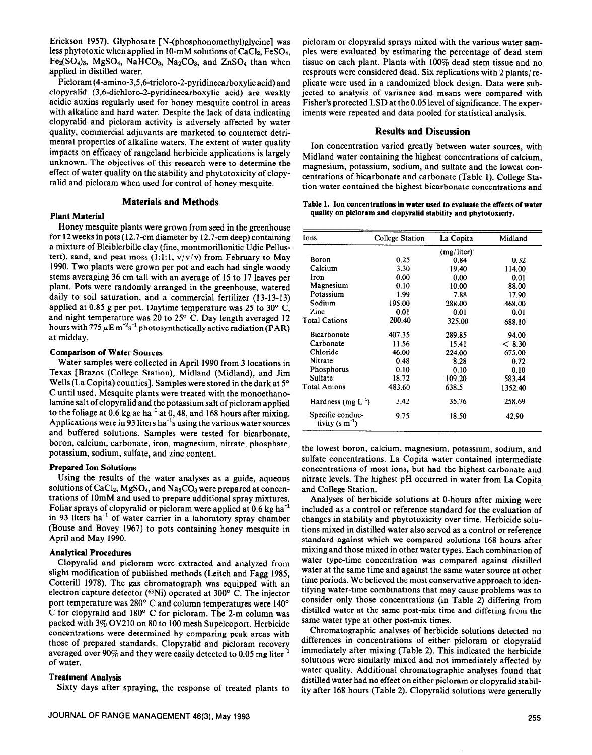Erickson 1957). Glyphosate [N-(phosphonomethyl)glycine] was less phytotoxic when applied in 10-mM solutions of $CaCl_2$, $FeSO_4$, $Fe_2(SO_4)_3$, $MgSO_4$, $NaHCO_3$, $Na_2CO_3$, and $ZnSO_4$ than when applied in distilled water.

Picloram (4-amino-3,5,6-tricloro-2-pyridinecarboxylic acid) and clopyralid (3,6-dichloro-2-pyridinecarboxylic acid) are weakly acidic auxins regularly used for honey mesquite control in areas with alkaline and hard water. Despite the lack of data indicating clopyralid and picloram activity is adversely affected by water quality, commercial adjuvants are marketed to counteract detrimental properties of alkaline waters. The extent of water quality impacts on efficacy of rangeland herbicide applications is largely unknown. The objectives of this research were to determine the effect of water quality on the stability and phytotoxicity of clopyralid and picloram when used for control of honey mesquite.

## Materials and Methods

### Plant Material

Honey mesquite plants were grown from seed in the greenhouse for 12 weeks in pots (12.7-cm diameter by 12.7-cm deep) containing a mixture of Bleiblerbille clay (fine, montmorillonitic Udic Pellustert), sand, and peat moss (1:1:1, v/v/v) from February to May 1990. Two plants were grown per pot and each had single woody stems averaging 36 cm tall with an average of 15 to 17 leaves per plant. Pots were randomly arranged in the greenhouse, watered daily to soil saturation, and a commercial fertilizer (13-13-13) applied at 0.85 g per pot. Daytime temperature was 25 to 30° C, and night temperature was 20 to 25° C. Day length averaged 12 hours with 775 $\mu E\ m^{-2}s^{-1}$ photosynthetically active radiation (PAR) at midday.

### Comparison of Water Sources

Water samples were collected in April 1990 from 3 locations in Texas [Brazos (College Station), Midland (Midland), and Jim Wells (La Copita) counties]. Samples were stored in the dark at 5° C until used. Mesquite plants were treated with the monoethanolamine salt of clopyralid and the potassium salt of picloram applied to the foliage at 0.6 kg ae $ha^{-1}$ at 0, 48, and 168 hours after mixing. Applications were in 93 liters $ha^{-1}$s using the various water sources and buffered solutions. Samples were tested for bicarbonate, boron, calcium, carbonate, iron, magnesium, nitrate, phosphate, potassium, sodium, sulfate, and zinc content.

### Prepared Ion Solutions

Using the results of the water analyses as a guide, aqueous solutions of $CaCl_2$, $MgSO_4$, and $Na_2CO_3$ were prepared at concentrations of 10mM and used to prepare additional spray mixtures. Foliar sprays of clopyralid or picloram were applied at 0.6 kg $ha^{-1}$ in 93 liters $ha^{-1}$ of water carrier in a laboratory spray chamber (Bouse and Bovey 1967) to pots containing honey mesquite in April and May 1990.

### Analytical Procedures

Clopyralid and picloram were extracted and analyzed from slight modification of published methods (Leitch and Fagg 1985, Cotterill 1978). The gas chromatograph was equipped with an electron capture detector ($^{63}Ni$) operated at 300° C. The injector port temperature was 280° C and column temperatures were 140° C for clopyralid and 180° C for picloram. The 2-m column was packed with 3% OV210 on 80 to 100 mesh Supelcoport. Herbicide concentrations were determined by comparing peak areas with those of prepared standards. Clopyralid and picloram recovery averaged over 90% and they were easily detected to 0.05 mg $liter^{-1}$ of water.

### Treatment Analysis

Sixty days after spraying, the response of treated plants to picloram or clopyralid sprays mixed with the various water samples were evaluated by estimating the percentage of dead stem tissue on each plant. Plants with 100% dead stem tissue and no resprouts were considered dead. Six replications with 2 plants/replicate were used in a randomized block design. Data were subjected to analysis of variance and means were compared with Fisher's protected LSD at the 0.05 level of significance. The experiments were repeated and data pooled for statistical analysis.

## Results and Discussion

Ion concentration varied greatly between water sources, with Midland water containing the highest concentrations of calcium, magnesium, potassium, sodium, and sulfate and the lowest concentrations of bicarbonate and carbonate (Table 1). College Station water contained the highest bicarbonate concentrations and the lowest boron, calcium, magnesium, potassium, sodium, and sulfate concentrations. La Copita water contained intermediate concentrations of most ions, but had the highest carbonate and nitrate levels. The highest pH occurred in water from La Copita and College Station.

**Table 1. Ion concentrations in water used to evaluate the effects of water quality on picloram and clopyralid stability and phytotoxicity.**

| Ions | College Station | La Copita | Midland |
|---|---|---|---|
| | | (mg/liter) | |
| Boron | 0.25 | 0.84 | 0.32 |
| Calcium | 3.30 | 19.40 | 114.00 |
| Iron | 0.00 | 0.00 | 0.01 |
| Magnesium | 0.10 | 10.00 | 88.00 |
| Potassium | 1.99 | 7.88 | 17.90 |
| Sodium | 195.00 | 288.00 | 468.00 |
| Zinc | 0.01 | 0.01 | 0.01 |
| Total Cations | 200.40 | 325.00 | 688.10 |
| Bicarbonate | 407.35 | 289.85 | 94.00 |
| Carbonate | 11.56 | 15.41 | < 8.30 |
| Chloride | 46.00 | 224.00 | 675.00 |
| Nitrate | 0.48 | 8.28 | 0.72 |
| Phosphorus | 0.10 | 0.10 | 0.10 |
| Sulfate | 18.72 | 109.20 | 583.44 |
| Total Anions | 483.60 | 638.5 | 1352.40 |
| Hardness (mg $L^{-1}$) | 3.42 | 35.76 | 258.69 |
| Specific conductivity (s $m^{-1}$) | 9.75 | 18.50 | 42.90 |

Analyses of herbicide solutions at 0-hours after mixing were included as a control or reference standard for the evaluation of changes in stability and phytotoxicity over time. Herbicide solutions mixed in distilled water also served as a control or reference standard against which we compared solutions 168 hours after mixing and those mixed in other water types. Each combination of water type-time concentration was compared against distilled water at the same time and against the same water source at other time periods. We believed the most conservative approach to identifying water-time combinations that may cause problems was to consider only those concentrations (in Table 2) differing from distilled water at the same post-mix time and differing from the same water type at other post-mix times.

Chromatographic analyses of herbicide solutions detected no differences in concentrations of either picloram or clopyralid immediately after mixing (Table 2). This indicated the herbicide solutions were similarly mixed and not immediately affected by water quality. Additional chromatographic analyses found that distilled water had no effect on either picloram or clopyralid stability after 168 hours (Table 2). Clopyralid solutions were generally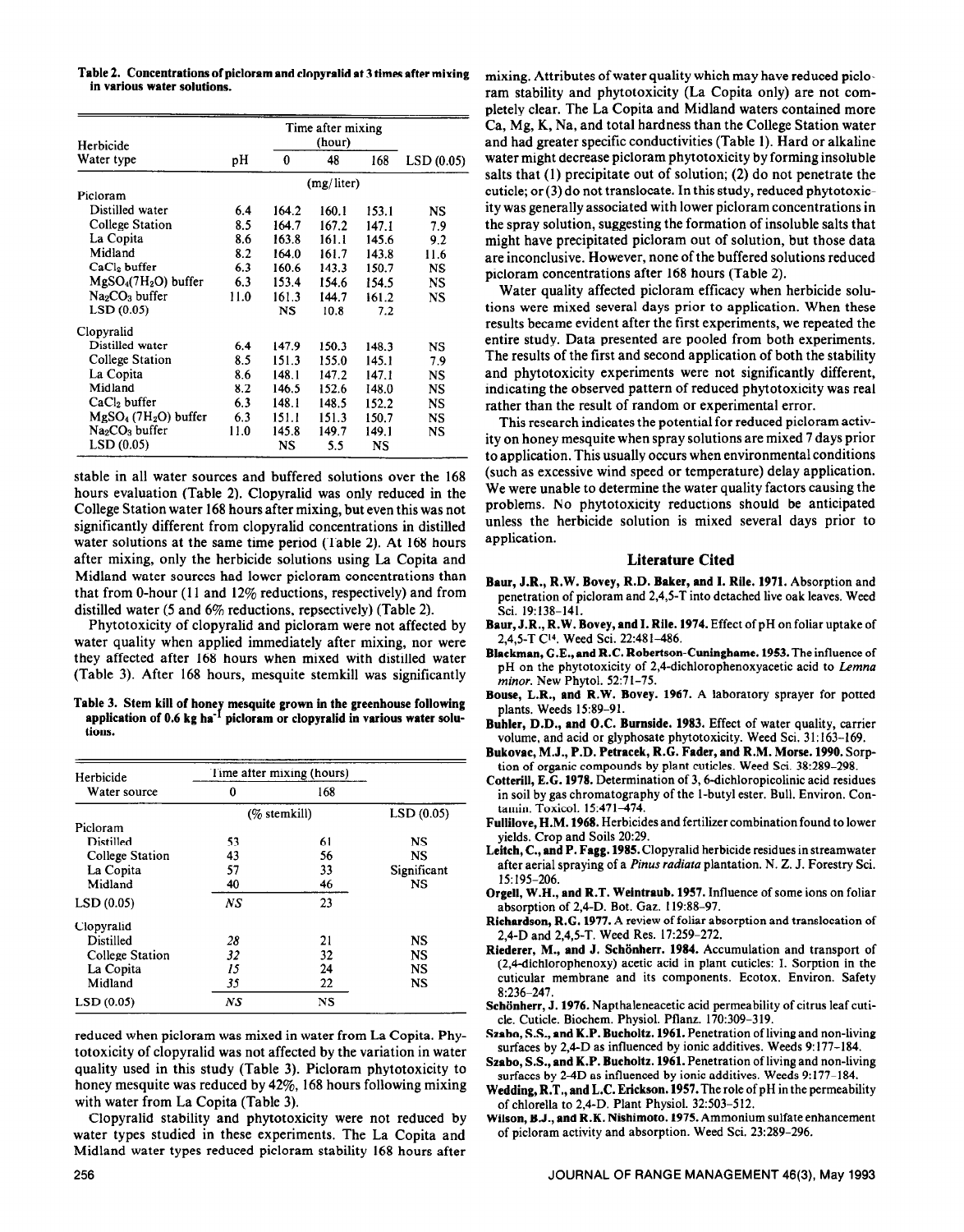**Table 2. Concentrations of picloram and clopyralid at 3 times after mixing in various water solutions.**

| Herbicide Water type | pH | Time after mixing (hour) 0 | 48 | 168 | LSD (0.05) |
|---|---|---|---|---|---|
| | | (mg/liter) | | | |
| Picloram | | | | | |
| Distilled water | 6.4 | 164.2 | 160.1 | 153.1 | NS |
| College Station | 8.5 | 164.7 | 167.2 | 147.1 | 7.9 |
| La Copita | 8.6 | 163.8 | 161.1 | 145.6 | 9.2 |
| Midland | 8.2 | 164.0 | 161.7 | 143.8 | 11.6 |
| $CaCl_2$ buffer | 6.3 | 160.6 | 143.3 | 150.7 | NS |
| $MgSO_4(7H_2O)$ buffer | 6.3 | 153.4 | 154.6 | 154.5 | NS |
| $Na_2CO_3$ buffer | 11.0 | 161.3 | 144.7 | 161.2 | NS |
| LSD (0.05) | | NS | 10.8 | 7.2 | |
| Clopyralid | | | | | |
| Distilled water | 6.4 | 147.9 | 150.3 | 148.3 | NS |
| College Station | 8.5 | 151.3 | 155.0 | 145.1 | 7.9 |
| La Copita | 8.6 | 148.1 | 147.2 | 147.1 | NS |
| Midland | 8.2 | 146.5 | 152.6 | 148.0 | NS |
| $CaCl_2$ buffer | 6.3 | 148.1 | 148.5 | 152.2 | NS |
| $MgSO_4$ $(7H_2O)$ buffer | 6.3 | 151.1 | 151.3 | 150.7 | NS |
| $Na_2CO_3$ buffer | 11.0 | 145.8 | 149.7 | 149.1 | NS |
| LSD (0.05) | | NS | 5.5 | NS | |

stable in all water sources and buffered solutions over the 168 hours evaluation (Table 2). Clopyralid was only reduced in the College Station water 168 hours after mixing, but even this was not significantly different from clopyralid concentrations in distilled water solutions at the same time period (Table 2). At 168 hours after mixing, only the herbicide solutions using La Copita and Midland water sources had lower picloram concentrations than that from 0-hour (11 and 12% reductions, respectively) and from distilled water (5 and 6% reductions, repsectively) (Table 2).

Phytotoxicity of clopyralid and picloram were not affected by water quality when applied immediately after mixing, nor were they affected after 168 hours when mixed with distilled water (Table 3). After 168 hours, mesquite stemkill was significantly

**Table 3. Stem kill of honey mesquite grown in the greenhouse following application of 0.6 kg ha$^{-1}$ picloram or clopyralid in various water solutions.**

| Herbicide Water source | Time after mixing (hours) 0 | 168 | |
|---|---|---|---|
| | (% stemkill) | | LSD (0.05) |
| Picloram | | | |
| Distilled | 53 | 61 | NS |
| College Station | 43 | 56 | NS |
| La Copita | 57 | 33 | Significant |
| Midland | 40 | 46 | NS |
| LSD (0.05) | *NS* | 23 | |
| Clopyralid | | | |
| Distilled | *28* | 21 | NS |
| College Station | *32* | 32 | NS |
| La Copita | *15* | 24 | NS |
| Midland | *35* | 22 | NS |
| LSD (0.05) | *NS* | NS | |

reduced when picloram was mixed in water from La Copita. Phytotoxicity of clopyralid was not affected by the variation in water quality used in this study (Table 3). Picloram phytotoxicity to honey mesquite was reduced by 42%, 168 hours following mixing with water from La Copita (Table 3).

Clopyralid stability and phytotoxicity were not reduced by water types studied in these experiments. The La Copita and Midland water types reduced picloram stability 168 hours after mixing. Attributes of water quality which may have reduced picloram stability and phytotoxicity (La Copita only) are not completely clear. The La Copita and Midland waters contained more Ca, Mg, K, Na, and total hardness than the College Station water and had greater specific conductivities (Table 1). Hard or alkaline water might decrease picloram phytotoxicity by forming insoluble salts that (1) precipitate out of solution; (2) do not penetrate the cuticle; or (3) do not translocate. In this study, reduced phytotoxicity was generally associated with lower picloram concentrations in the spray solution, suggesting the formation of insoluble salts that might have precipitated picloram out of solution, but those data are inconclusive. However, none of the buffered solutions reduced picloram concentrations after 168 hours (Table 2).

Water quality affected picloram efficacy when herbicide solutions were mixed several days prior to application. When these results became evident after the first experiments, we repeated the entire study. Data presented are pooled from both experiments. The results of the first and second application of both the stability and phytotoxicity experiments were not significantly different, indicating the observed pattern of reduced phytotoxicity was real rather than the result of random or experimental error.

This research indicates the potential for reduced picloram activity on honey mesquite when spray solutions are mixed 7 days prior to application. This usually occurs when environmental conditions (such as excessive wind speed or temperature) delay application. We were unable to determine the water quality factors causing the problems. No phytotoxicity reductions should be anticipated unless the herbicide solution is mixed several days prior to application.

## Literature Cited

**Baur, J.R., R.W. Bovey, R.D. Baker, and I. Rile. 1971.** Absorption and penetration of picloram and 2,4,5-T into detached live oak leaves. Weed Sci. 19:138–141.

**Baur, J.R., R.W. Bovey, and I. Rile. 1974.** Effect of pH on foliar uptake of 2,4,5-T C$^{14}$. Weed Sci. 22:481–486.

**Blackman, G.E., and R.C. Robertson-Cuninghame. 1953.** The influence of pH on the phytotoxicity of 2,4-dichlorophenoxyacetic acid to *Lemna minor*. New Phytol. 52:71–75.

**Bouse, L.R., and R.W. Bovey. 1967.** A laboratory sprayer for potted plants. Weeds 15:89–91.

**Buhler, D.D., and O.C. Burnside. 1983.** Effect of water quality, carrier volume, and acid or glyphosate phytotoxicity. Weed Sci. 31:163–169.

**Bukovac, M.J., P.D. Petracek, R.G. Fader, and R.M. Morse. 1990.** Sorption of organic compounds by plant cuticles. Weed Sci. 38:289–298.

**Cotterill, E.G. 1978.** Determination of 3, 6-dichloropicolinic acid residues in soil by gas chromatography of the 1-butyl ester. Bull. Environ. Contamin. Toxicol. 15:471–474.

**Fullilove, H.M. 1968.** Herbicides and fertilizer combination found to lower yields. Crop and Soils 20:29.

**Leitch, C., and P. Fagg. 1985.** Clopyralid herbicide residues in streamwater after aerial spraying of a *Pinus radiata* plantation. N. Z. J. Forestry Sci. 15:195–206.

**Orgell, W.H., and R.T. Weintraub. 1957.** Influence of some ions on foliar absorption of 2,4-D. Bot. Gaz. 119:88–97.

**Richardson, R.G. 1977.** A review of foliar absorption and translocation of 2,4-D and 2,4,5-T. Weed Res. 17:259–272.

**Riederer, M., and J. Schönherr. 1984.** Accumulation and transport of (2,4-dichlorophenoxy) acetic acid in plant cuticles: I. Sorption in the cuticular membrane and its components. Ecotox. Environ. Safety 8:236–247.

**Schönherr, J. 1976.** Napthaleneacetic acid permeability of citrus leaf cuticle. Cuticle. Biochem. Physiol. Pflanz. 170:309–319.

**Szabo, S.S., and K.P. Bucholtz. 1961.** Penetration of living and non-living surfaces by 2,4-D as influenced by ionic additives. Weeds 9:177–184.

**Szabo, S.S., and K.P. Bucholtz. 1961.** Penetration of living and non-living surfaces by 2-4D as influenced by ionic additives. Weeds 9:177–184.

**Wedding, R.T., and L.C. Erickson. 1957.** The role of pH in the permeability of chlorella to 2,4-D. Plant Physiol. 32:503–512.

**Wilson, B.J., and R.K. Nishimoto. 1975.** Ammonium sulfate enhancement of picloram activity and absorption. Weed Sci. 23:289–296.